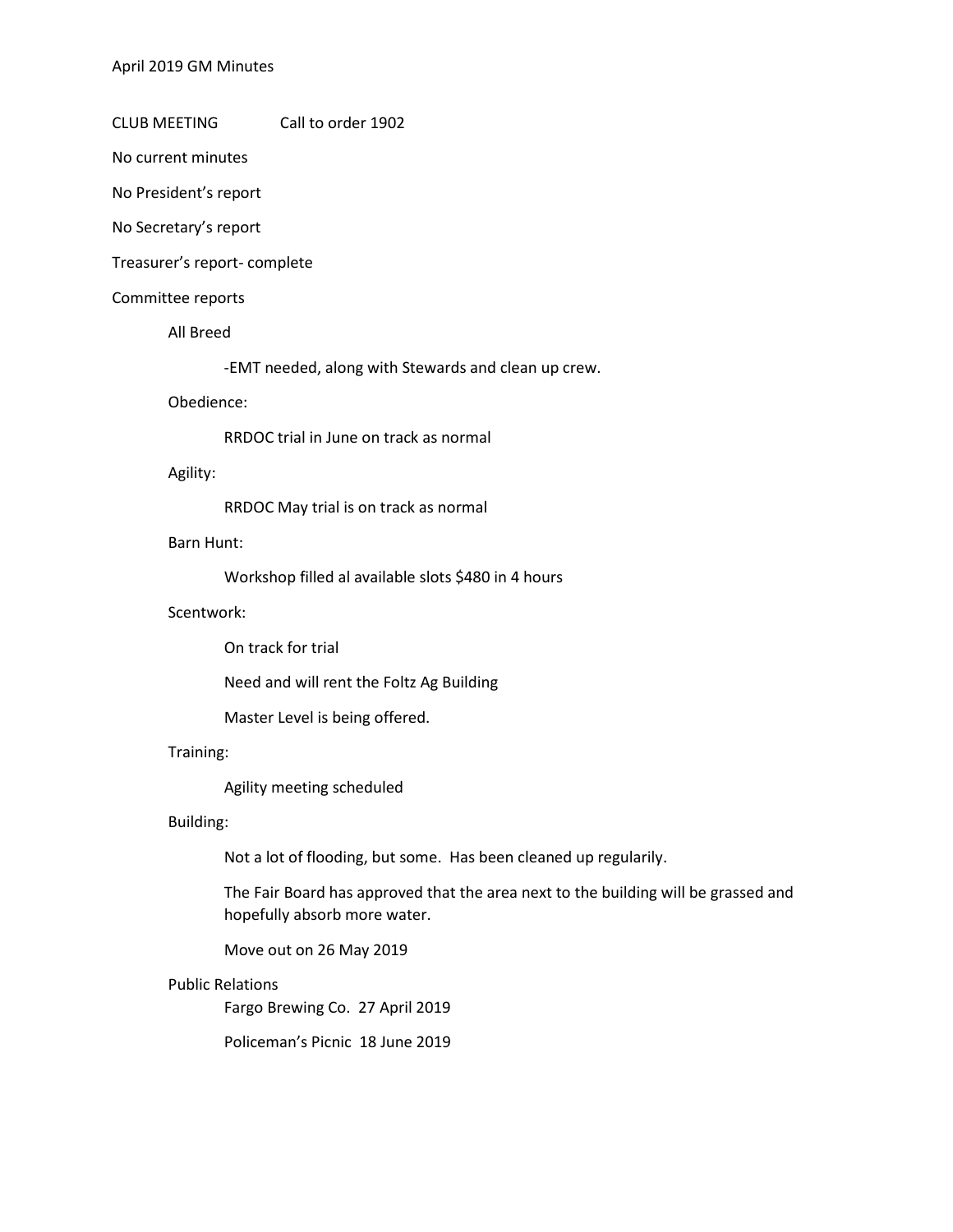April 2019 GM Minutes

CLUB MEETING Call to order 1902

No current minutes

No President's report

No Secretary's report

Treasurer's report- complete

Committee reports

- All Breed
  - -EMT needed, along with Stewards and clean up crew.
- Obedience:
  - RRDOC trial in June on track as normal
- Agility:
  - RRDOC May trial is on track as normal
- Barn Hunt:
  - Workshop filled al available slots $480 in 4 hours
- Scentwork:
  - On track for trial
  - Need and will rent the Foltz Ag Building
  - Master Level is being offered.
- Training:
  - Agility meeting scheduled
- Building:
  - Not a lot of flooding, but some. Has been cleaned up regularily.
  - The Fair Board has approved that the area next to the building will be grassed and hopefully absorb more water.
  - Move out on 26 May 2019
- Public Relations
  - Fargo Brewing Co. 27 April 2019
  - Policeman's Picnic 18 June 2019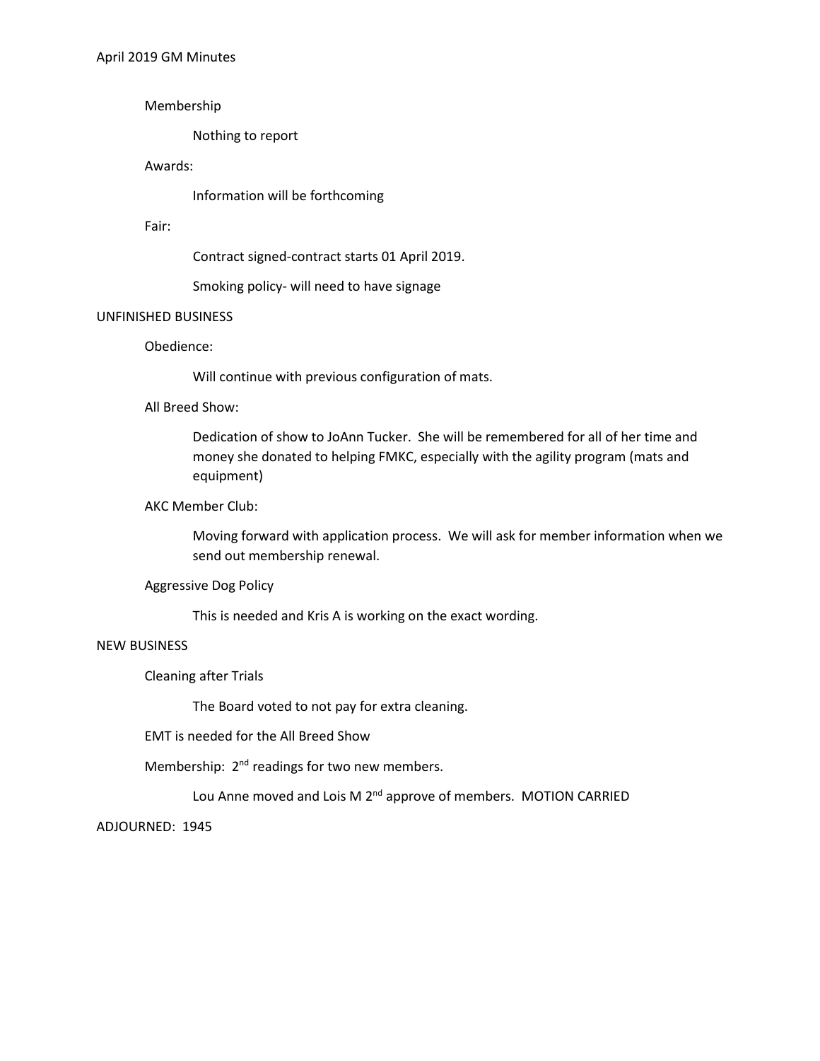Membership

Nothing to report

Awards:

Information will be forthcoming

Fair:

Contract signed-contract starts 01 April 2019.

Smoking policy- will need to have signage

## UNFINISHED BUSINESS

Obedience:

Will continue with previous configuration of mats.

All Breed Show:

Dedication of show to JoAnn Tucker. She will be remembered for all of her time and money she donated to helping FMKC, especially with the agility program (mats and equipment)

AKC Member Club:

Moving forward with application process. We will ask for member information when we send out membership renewal.

Aggressive Dog Policy

This is needed and Kris A is working on the exact wording.

## NEW BUSINESS

Cleaning after Trials

The Board voted to not pay for extra cleaning.

EMT is needed for the All Breed Show

Membership: 2nd readings for two new members.

Lou Anne moved and Lois M 2nd approve of members. MOTION CARRIED

ADJOURNED: 1945